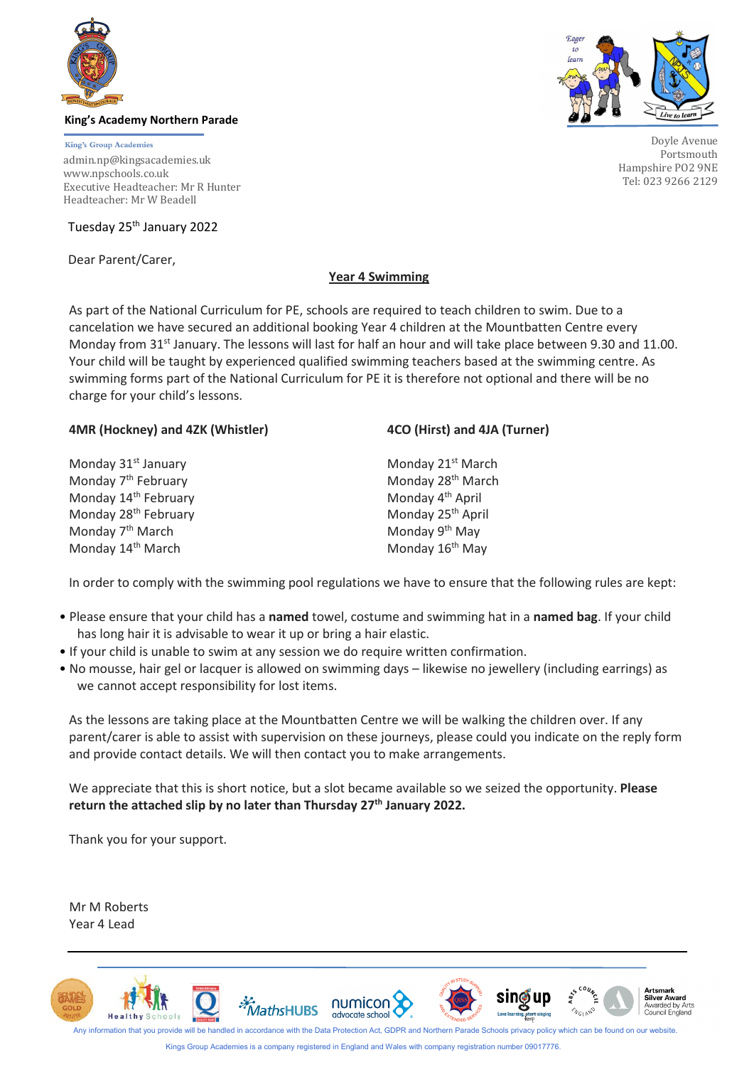King's Academy Northern Parade

King's Group Academies

admin.np@kingsacademies.uk
www.npschools.co.uk
Executive Headteacher: Mr R Hunter
Headteacher: Mr W Beadell

Doyle Avenue
Portsmouth
Hampshire PO2 9NE
Tel: 023 9266 2129

Tuesday 25th January 2022

Dear Parent/Carer,

**Year 4 Swimming**

As part of the National Curriculum for PE, schools are required to teach children to swim. Due to a cancelation we have secured an additional booking Year 4 children at the Mountbatten Centre every Monday from 31st January. The lessons will last for half an hour and will take place between 9.30 and 11.00. Your child will be taught by experienced qualified swimming teachers based at the swimming centre. As swimming forms part of the National Curriculum for PE it is therefore not optional and there will be no charge for your child's lessons.

| **4MR (Hockney) and 4ZK (Whistler)** | **4CO (Hirst) and 4JA (Turner)** |
|---|---|
| Monday 31st January | Monday 21st March |
| Monday 7th February | Monday 28th March |
| Monday 14th February | Monday 4th April |
| Monday 28th February | Monday 25th April |
| Monday 7th March | Monday 9th May |
| Monday 14th March | Monday 16th May |

In order to comply with the swimming pool regulations we have to ensure that the following rules are kept:

- Please ensure that your child has a **named** towel, costume and swimming hat in a **named bag**. If your child has long hair it is advisable to wear it up or bring a hair elastic.
- If your child is unable to swim at any session we do require written confirmation.
- No mousse, hair gel or lacquer is allowed on swimming days – likewise no jewellery (including earrings) as we cannot accept responsibility for lost items.

As the lessons are taking place at the Mountbatten Centre we will be walking the children over. If any parent/carer is able to assist with supervision on these journeys, please could you indicate on the reply form and provide contact details. We will then contact you to make arrangements.

We appreciate that this is short notice, but a slot became available so we seized the opportunity. **Please return the attached slip by no later than Thursday 27th January 2022.**

Thank you for your support.

Mr M Roberts
Year 4 Lead

Any information that you provide will be handled in accordance with the Data Protection Act, GDPR and Northern Parade Schools privacy policy which can be found on our website.

Kings Group Academies is a company registered in England and Wales with company registration number 09017776.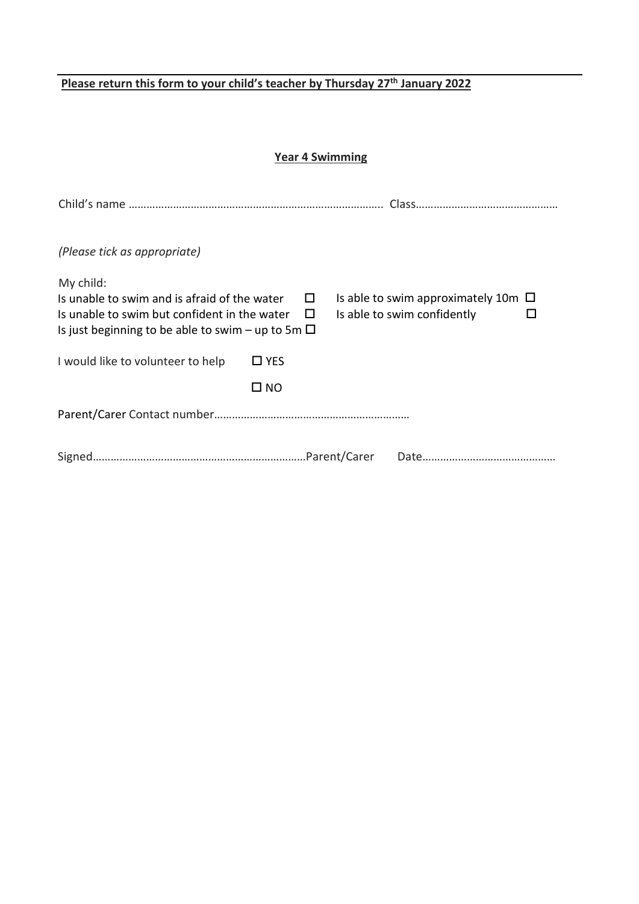**Please return this form to your child's teacher by Thursday 27th January 2022**

## Year 4 Swimming

Child's name ………………………………………………………………………….. Class…………………………………………

*(Please tick as appropriate)*

My child:

Is unable to swim and is afraid of the water ☐ Is able to swim approximately 10m ☐

Is unable to swim but confident in the water ☐ Is able to swim confidently ☐

Is just beginning to be able to swim – up to 5m ☐

I would like to volunteer to help ☐ YES

☐ NO

Parent/Carer Contact number…………………………………………………………

Signed………………………………………………………………Parent/Carer Date………………………………………